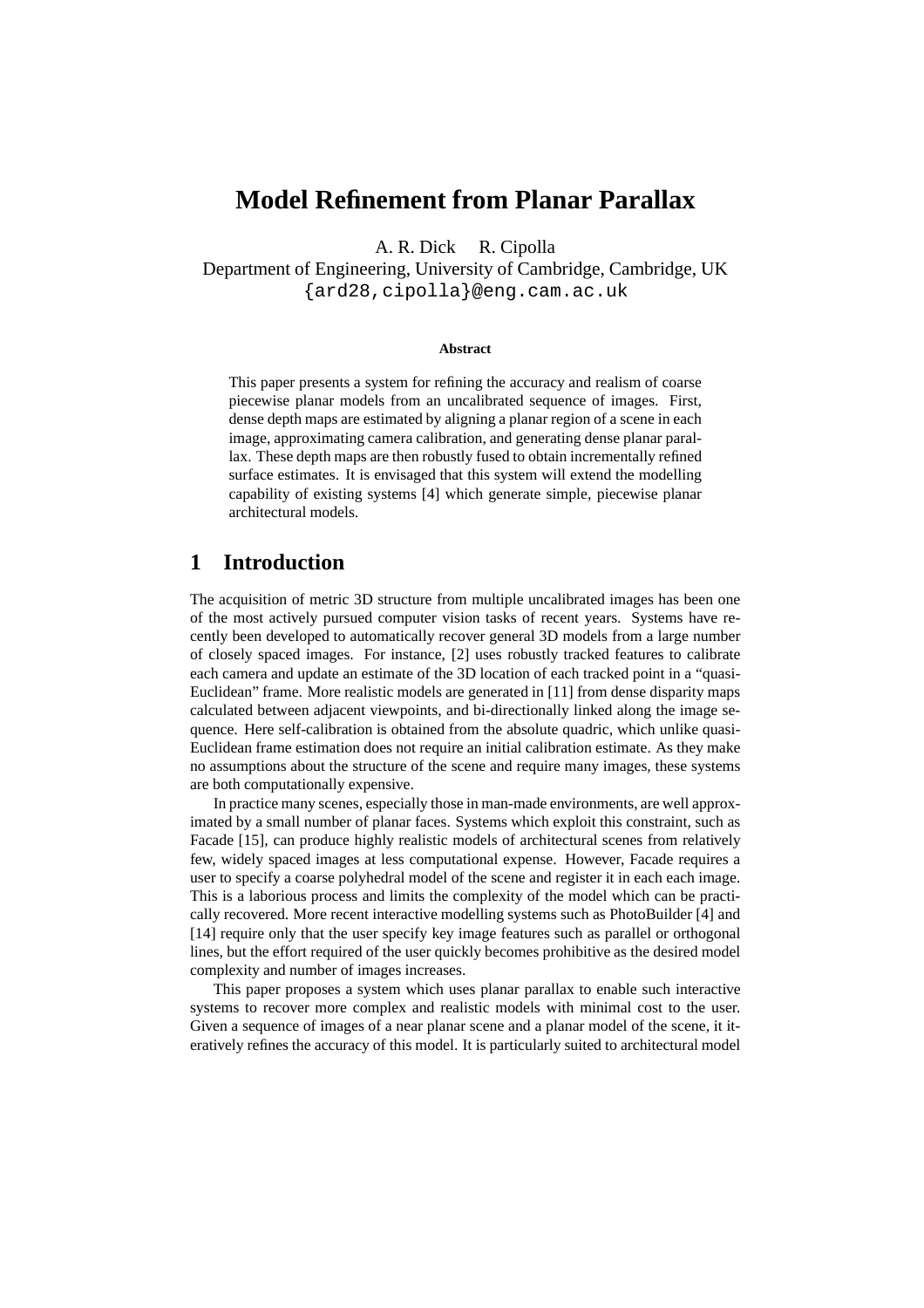# Model Refinement from Planar Parallax

A. R. Dick    R. Cipolla

Department of Engineering, University of Cambridge, Cambridge, UK

{ard28,cipolla}@eng.cam.ac.uk

**Abstract**

This paper presents a system for refining the accuracy and realism of coarse piecewise planar models from an uncalibrated sequence of images. First, dense depth maps are estimated by aligning a planar region of a scene in each image, approximating camera calibration, and generating dense planar parallax. These depth maps are then robustly fused to obtain incrementally refined surface estimates. It is envisaged that this system will extend the modelling capability of existing systems [4] which generate simple, piecewise planar architectural models.

## 1 Introduction

The acquisition of metric 3D structure from multiple uncalibrated images has been one of the most actively pursued computer vision tasks of recent years. Systems have recently been developed to automatically recover general 3D models from a large number of closely spaced images. For instance, [2] uses robustly tracked features to calibrate each camera and update an estimate of the 3D location of each tracked point in a "quasi-Euclidean" frame. More realistic models are generated in [11] from dense disparity maps calculated between adjacent viewpoints, and bi-directionally linked along the image sequence. Here self-calibration is obtained from the absolute quadric, which unlike quasi-Euclidean frame estimation does not require an initial calibration estimate. As they make no assumptions about the structure of the scene and require many images, these systems are both computationally expensive.

In practice many scenes, especially those in man-made environments, are well approximated by a small number of planar faces. Systems which exploit this constraint, such as Facade [15], can produce highly realistic models of architectural scenes from relatively few, widely spaced images at less computational expense. However, Facade requires a user to specify a coarse polyhedral model of the scene and register it in each each image. This is a laborious process and limits the complexity of the model which can be practically recovered. More recent interactive modelling systems such as PhotoBuilder [4] and [14] require only that the user specify key image features such as parallel or orthogonal lines, but the effort required of the user quickly becomes prohibitive as the desired model complexity and number of images increases.

This paper proposes a system which uses planar parallax to enable such interactive systems to recover more complex and realistic models with minimal cost to the user. Given a sequence of images of a near planar scene and a planar model of the scene, it iteratively refines the accuracy of this model. It is particularly suited to architectural model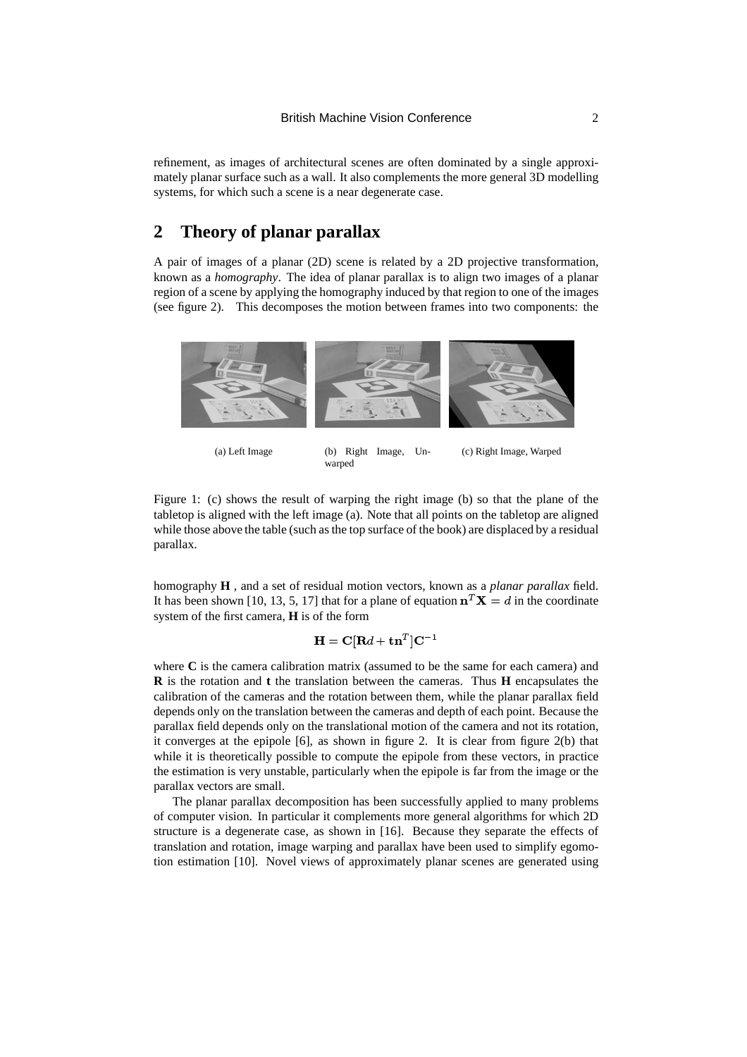refinement, as images of architectural scenes are often dominated by a single approximately planar surface such as a wall. It also complements the more general 3D modelling systems, for which such a scene is a near degenerate case.

## 2 Theory of planar parallax

A pair of images of a planar (2D) scene is related by a 2D projective transformation, known as a *homography*. The idea of planar parallax is to align two images of a planar region of a scene by applying the homography induced by that region to one of the images (see figure 2). This decomposes the motion between frames into two components: the

(a) Left Image (b) Right Image, Unwarped (c) Right Image, Warped

Figure 1: (c) shows the result of warping the right image (b) so that the plane of the tabletop is aligned with the left image (a). Note that all points on the tabletop are aligned while those above the table (such as the top surface of the book) are displaced by a residual parallax.

homography $\mathbf{H}$ , and a set of residual motion vectors, known as a *planar parallax* field. It has been shown [10, 13, 5, 17] that for a plane of equation $\mathbf{n}^T\mathbf{X} = d$ in the coordinate system of the first camera, $\mathbf{H}$ is of the form

$$\mathbf{H} = \mathbf{C}[\mathbf{R}d + \mathbf{t}\mathbf{n}^T]\mathbf{C}^{-1}$$

where $\mathbf{C}$ is the camera calibration matrix (assumed to be the same for each camera) and $\mathbf{R}$ is the rotation and $\mathbf{t}$ the translation between the cameras. Thus $\mathbf{H}$ encapsulates the calibration of the cameras and the rotation between them, while the planar parallax field depends only on the translation between the cameras and depth of each point. Because the parallax field depends only on the translational motion of the camera and not its rotation, it converges at the epipole [6], as shown in figure 2. It is clear from figure 2(b) that while it is theoretically possible to compute the epipole from these vectors, in practice the estimation is very unstable, particularly when the epipole is far from the image or the parallax vectors are small.

The planar parallax decomposition has been successfully applied to many problems of computer vision. In particular it complements more general algorithms for which 2D structure is a degenerate case, as shown in [16]. Because they separate the effects of translation and rotation, image warping and parallax have been used to simplify egomotion estimation [10]. Novel views of approximately planar scenes are generated using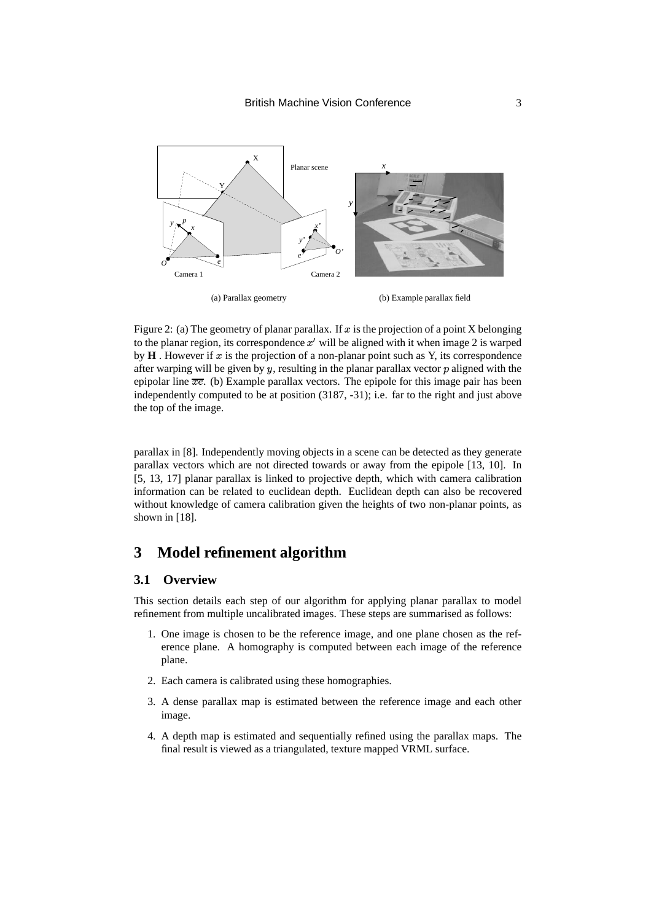(a) Parallax geometry

(b) Example parallax field

Figure 2: (a) The geometry of planar parallax. If $x$ is the projection of a point X belonging to the planar region, its correspondence $x'$ will be aligned with it when image 2 is warped by $\mathbf{H}$ . However if $x$ is the projection of a non-planar point such as Y, its correspondence after warping will be given by $y$, resulting in the planar parallax vector $p$ aligned with the epipolar line $\overline{xe}$. (b) Example parallax vectors. The epipole for this image pair has been independently computed to be at position (3187, -31); i.e. far to the right and just above the top of the image.

parallax in [8]. Independently moving objects in a scene can be detected as they generate parallax vectors which are not directed towards or away from the epipole [13, 10]. In [5, 13, 17] planar parallax is linked to projective depth, which with camera calibration information can be related to euclidean depth. Euclidean depth can also be recovered without knowledge of camera calibration given the heights of two non-planar points, as shown in [18].

# 3 Model refinement algorithm

## 3.1 Overview

This section details each step of our algorithm for applying planar parallax to model refinement from multiple uncalibrated images. These steps are summarised as follows:

1. One image is chosen to be the reference image, and one plane chosen as the reference plane. A homography is computed between each image of the reference plane.
2. Each camera is calibrated using these homographies.
3. A dense parallax map is estimated between the reference image and each other image.
4. A depth map is estimated and sequentially refined using the parallax maps. The final result is viewed as a triangulated, texture mapped VRML surface.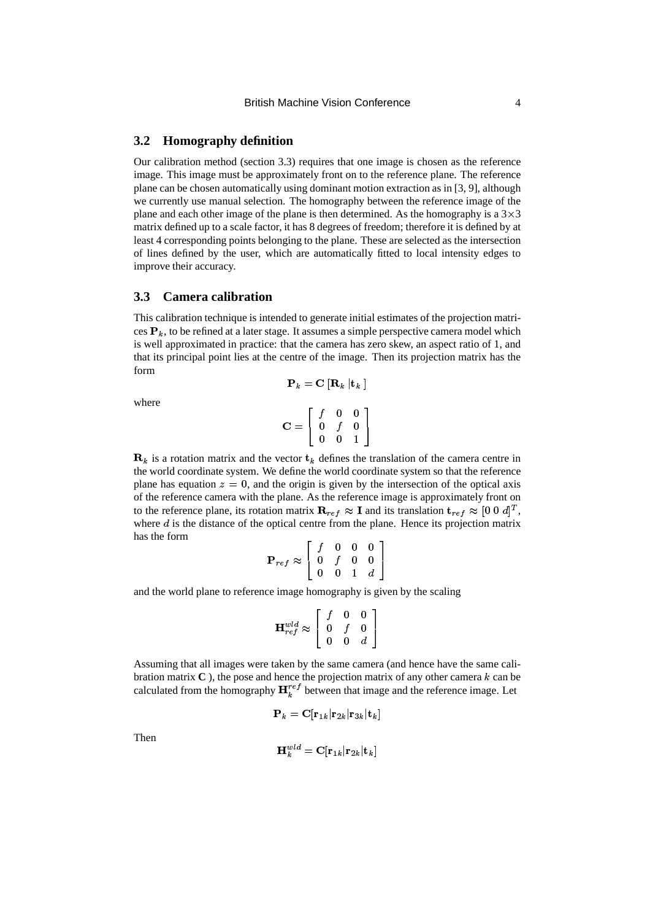### 3.2 Homography definition

Our calibration method (section 3.3) requires that one image is chosen as the reference image. This image must be approximately front on to the reference plane. The reference plane can be chosen automatically using dominant motion extraction as in [3, 9], although we currently use manual selection. The homography between the reference image of the plane and each other image of the plane is then determined. As the homography is a $3\times3$ matrix defined up to a scale factor, it has 8 degrees of freedom; therefore it is defined by at least 4 corresponding points belonging to the plane. These are selected as the intersection of lines defined by the user, which are automatically fitted to local intensity edges to improve their accuracy.

### 3.3 Camera calibration

This calibration technique is intended to generate initial estimates of the projection matrices $\mathbf{P}_k$, to be refined at a later stage. It assumes a simple perspective camera model which is well approximated in practice: that the camera has zero skew, an aspect ratio of 1, and that its principal point lies at the centre of the image. Then its projection matrix has the form

$$\mathbf{P}_k = \mathbf{C}\,[\mathbf{R}_k\,|\mathbf{t}_k\,]$$

where

$$\mathbf{C} = \begin{bmatrix} f & 0 & 0 \\ 0 & f & 0 \\ 0 & 0 & 1 \end{bmatrix}$$

$\mathbf{R}_k$ is a rotation matrix and the vector $\mathbf{t}_k$ defines the translation of the camera centre in the world coordinate system. We define the world coordinate system so that the reference plane has equation $z = 0$, and the origin is given by the intersection of the optical axis of the reference camera with the plane. As the reference image is approximately front on to the reference plane, its rotation matrix $\mathbf{R}_{ref} \approx \mathbf{I}$ and its translation $\mathbf{t}_{ref} \approx [0\ 0\ d]^T$, where $d$ is the distance of the optical centre from the plane. Hence its projection matrix has the form

$$\mathbf{P}_{ref} \approx \begin{bmatrix} f & 0 & 0 & 0 \\ 0 & f & 0 & 0 \\ 0 & 0 & 1 & d \end{bmatrix}$$

and the world plane to reference image homography is given by the scaling

$$\mathbf{H}_{ref}^{wld} \approx \begin{bmatrix} f & 0 & 0 \\ 0 & f & 0 \\ 0 & 0 & d \end{bmatrix}$$

Assuming that all images were taken by the same camera (and hence have the same calibration matrix $\mathbf{C}$ ), the pose and hence the projection matrix of any other camera $k$ can be calculated from the homography $\mathbf{H}_k^{ref}$ between that image and the reference image. Let

$$\mathbf{P}_k = \mathbf{C}[\mathbf{r}_{1k}|\mathbf{r}_{2k}|\mathbf{r}_{3k}|\mathbf{t}_k]$$

Then

$$\mathbf{H}_k^{wld} = \mathbf{C}[\mathbf{r}_{1k}|\mathbf{r}_{2k}|\mathbf{t}_k]$$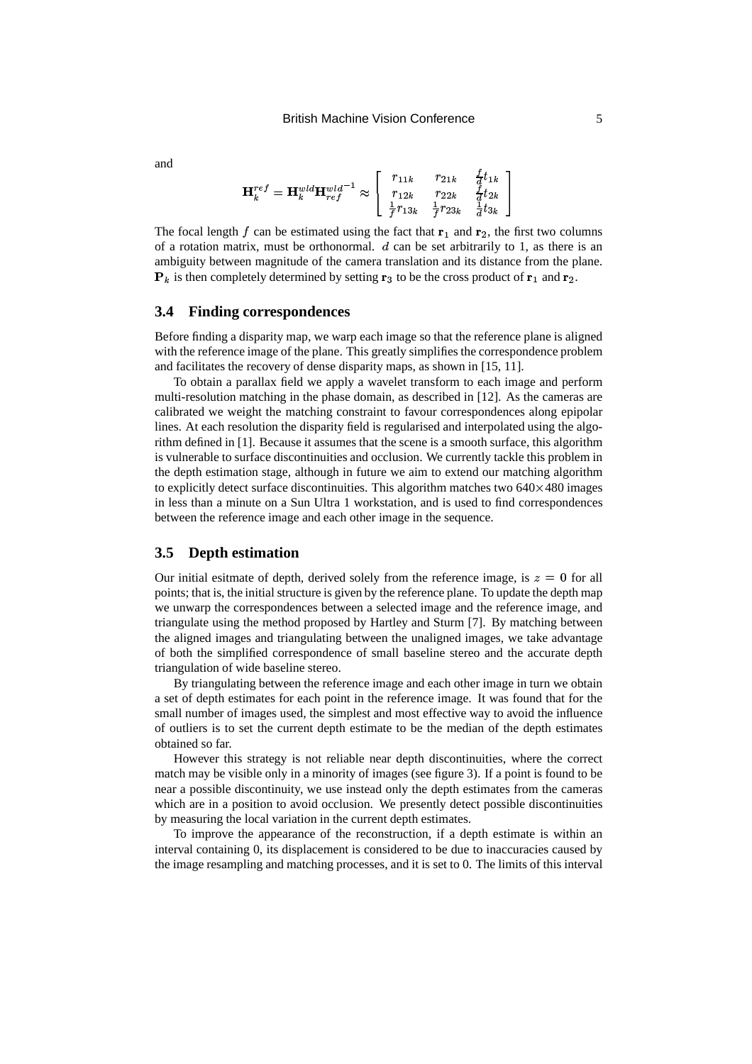and

$$\mathbf{H}_k^{ref} = \mathbf{H}_k^{wld} {\mathbf{H}_{ref}^{wld}}^{-1} \approx \begin{bmatrix} r_{11k} & r_{21k} & \frac{f}{d} t_{1k} \\ r_{12k} & r_{22k} & \frac{f}{d} t_{2k} \\ \frac{1}{f} r_{13k} & \frac{1}{f} r_{23k} & \frac{1}{d} t_{3k} \end{bmatrix}$$

The focal length $f$ can be estimated using the fact that $\mathbf{r}_1$ and $\mathbf{r}_2$, the first two columns of a rotation matrix, must be orthonormal. $d$ can be set arbitrarily to 1, as there is an ambiguity between magnitude of the camera translation and its distance from the plane. $\mathbf{P}_k$ is then completely determined by setting $\mathbf{r}_3$ to be the cross product of $\mathbf{r}_1$ and $\mathbf{r}_2$.

### 3.4 Finding correspondences

Before finding a disparity map, we warp each image so that the reference plane is aligned with the reference image of the plane. This greatly simplifies the correspondence problem and facilitates the recovery of dense disparity maps, as shown in [15, 11].

To obtain a parallax field we apply a wavelet transform to each image and perform multi-resolution matching in the phase domain, as described in [12]. As the cameras are calibrated we weight the matching constraint to favour correspondences along epipolar lines. At each resolution the disparity field is regularised and interpolated using the algorithm defined in [1]. Because it assumes that the scene is a smooth surface, this algorithm is vulnerable to surface discontinuities and occlusion. We currently tackle this problem in the depth estimation stage, although in future we aim to extend our matching algorithm to explicitly detect surface discontinuities. This algorithm matches two $640 \times 480$ images in less than a minute on a Sun Ultra 1 workstation, and is used to find correspondences between the reference image and each other image in the sequence.

### 3.5 Depth estimation

Our initial esitmate of depth, derived solely from the reference image, is $z = 0$ for all points; that is, the initial structure is given by the reference plane. To update the depth map we unwarp the correspondences between a selected image and the reference image, and triangulate using the method proposed by Hartley and Sturm [7]. By matching between the aligned images and triangulating between the unaligned images, we take advantage of both the simplified correspondence of small baseline stereo and the accurate depth triangulation of wide baseline stereo.

By triangulating between the reference image and each other image in turn we obtain a set of depth estimates for each point in the reference image. It was found that for the small number of images used, the simplest and most effective way to avoid the influence of outliers is to set the current depth estimate to be the median of the depth estimates obtained so far.

However this strategy is not reliable near depth discontinuities, where the correct match may be visible only in a minority of images (see figure 3). If a point is found to be near a possible discontinuity, we use instead only the depth estimates from the cameras which are in a position to avoid occlusion. We presently detect possible discontinuities by measuring the local variation in the current depth estimates.

To improve the appearance of the reconstruction, if a depth estimate is within an interval containing 0, its displacement is considered to be due to inaccuracies caused by the image resampling and matching processes, and it is set to 0. The limits of this interval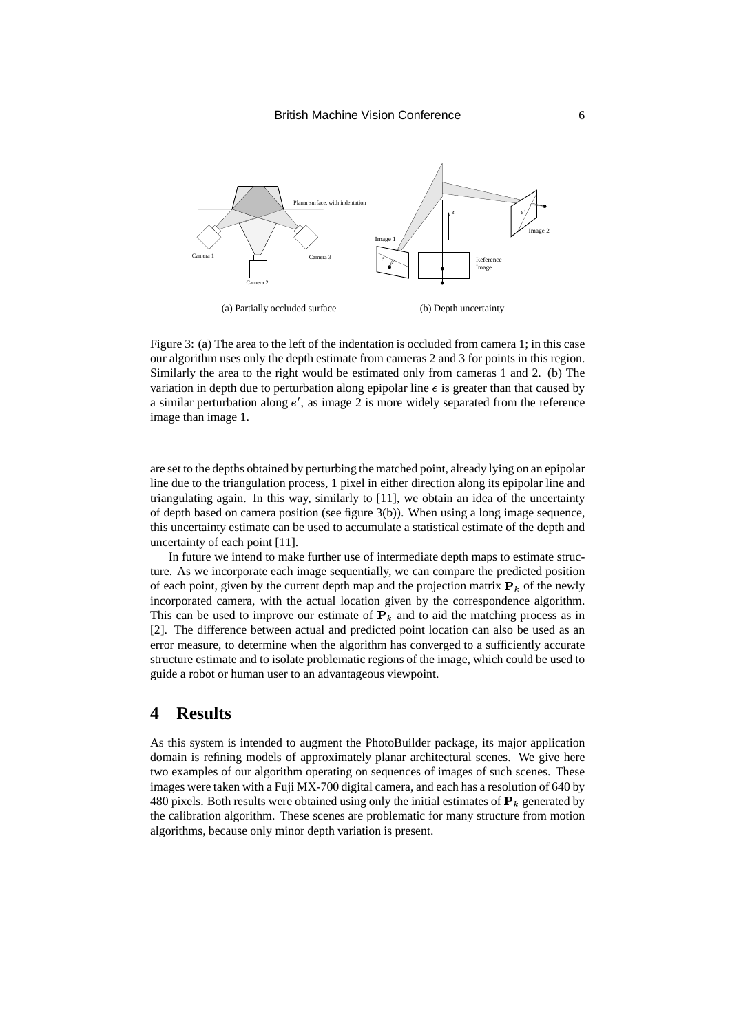(a) Partially occluded surface

(b) Depth uncertainty

Figure 3: (a) The area to the left of the indentation is occluded from camera 1; in this case our algorithm uses only the depth estimate from cameras 2 and 3 for points in this region. Similarly the area to the right would be estimated only from cameras 1 and 2. (b) The variation in depth due to perturbation along epipolar line $e$ is greater than that caused by a similar perturbation along $e'$, as image 2 is more widely separated from the reference image than image 1.

are set to the depths obtained by perturbing the matched point, already lying on an epipolar line due to the triangulation process, 1 pixel in either direction along its epipolar line and triangulating again. In this way, similarly to [11], we obtain an idea of the uncertainty of depth based on camera position (see figure 3(b)). When using a long image sequence, this uncertainty estimate can be used to accumulate a statistical estimate of the depth and uncertainty of each point [11].

In future we intend to make further use of intermediate depth maps to estimate structure. As we incorporate each image sequentially, we can compare the predicted position of each point, given by the current depth map and the projection matrix $\mathbf{P}_k$ of the newly incorporated camera, with the actual location given by the correspondence algorithm. This can be used to improve our estimate of $\mathbf{P}_k$ and to aid the matching process as in [2]. The difference between actual and predicted point location can also be used as an error measure, to determine when the algorithm has converged to a sufficiently accurate structure estimate and to isolate problematic regions of the image, which could be used to guide a robot or human user to an advantageous viewpoint.

## 4 Results

As this system is intended to augment the PhotoBuilder package, its major application domain is refining models of approximately planar architectural scenes. We give here two examples of our algorithm operating on sequences of images of such scenes. These images were taken with a Fuji MX-700 digital camera, and each has a resolution of 640 by 480 pixels. Both results were obtained using only the initial estimates of $\mathbf{P}_k$ generated by the calibration algorithm. These scenes are problematic for many structure from motion algorithms, because only minor depth variation is present.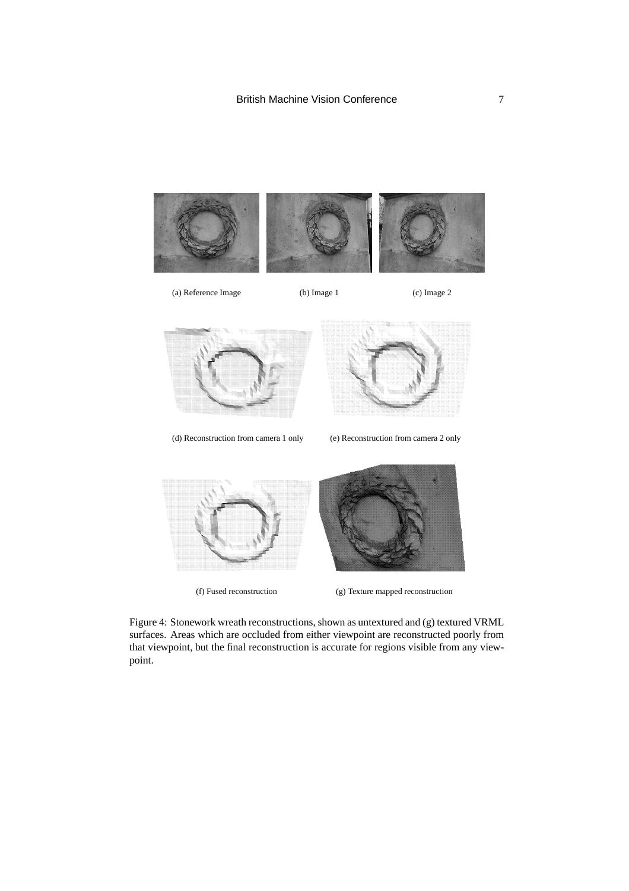(a) Reference Image

(b) Image 1

(c) Image 2

(d) Reconstruction from camera 1 only

(e) Reconstruction from camera 2 only

(f) Fused reconstruction

(g) Texture mapped reconstruction

Figure 4: Stonework wreath reconstructions, shown as untextured and (g) textured VRML surfaces. Areas which are occluded from either viewpoint are reconstructed poorly from that viewpoint, but the final reconstruction is accurate for regions visible from any viewpoint.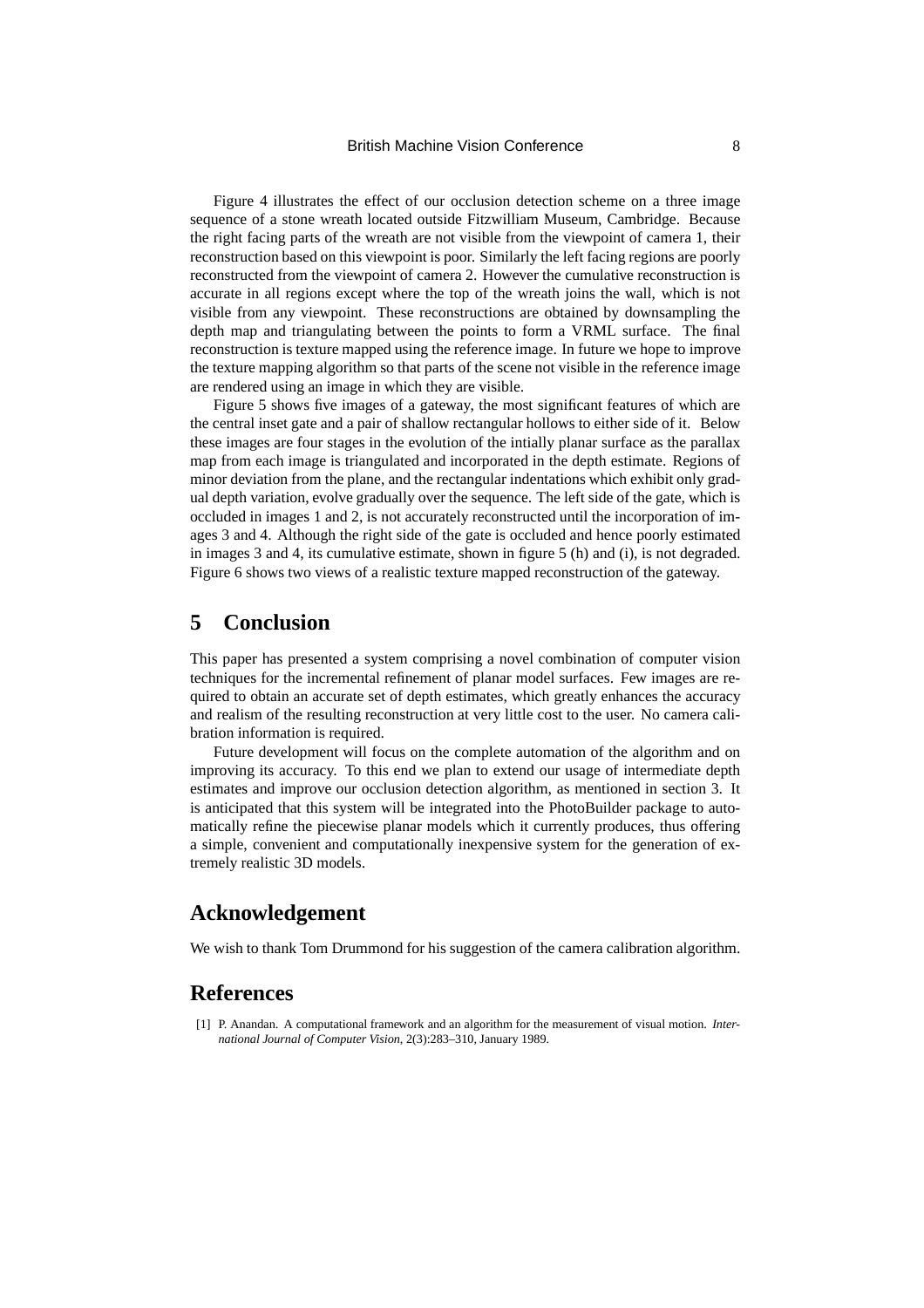Figure 4 illustrates the effect of our occlusion detection scheme on a three image sequence of a stone wreath located outside Fitzwilliam Museum, Cambridge. Because the right facing parts of the wreath are not visible from the viewpoint of camera 1, their reconstruction based on this viewpoint is poor. Similarly the left facing regions are poorly reconstructed from the viewpoint of camera 2. However the cumulative reconstruction is accurate in all regions except where the top of the wreath joins the wall, which is not visible from any viewpoint. These reconstructions are obtained by downsampling the depth map and triangulating between the points to form a VRML surface. The final reconstruction is texture mapped using the reference image. In future we hope to improve the texture mapping algorithm so that parts of the scene not visible in the reference image are rendered using an image in which they are visible.

Figure 5 shows five images of a gateway, the most significant features of which are the central inset gate and a pair of shallow rectangular hollows to either side of it. Below these images are four stages in the evolution of the intially planar surface as the parallax map from each image is triangulated and incorporated in the depth estimate. Regions of minor deviation from the plane, and the rectangular indentations which exhibit only gradual depth variation, evolve gradually over the sequence. The left side of the gate, which is occluded in images 1 and 2, is not accurately reconstructed until the incorporation of images 3 and 4. Although the right side of the gate is occluded and hence poorly estimated in images 3 and 4, its cumulative estimate, shown in figure 5 (h) and (i), is not degraded. Figure 6 shows two views of a realistic texture mapped reconstruction of the gateway.

# 5 Conclusion

This paper has presented a system comprising a novel combination of computer vision techniques for the incremental refinement of planar model surfaces. Few images are required to obtain an accurate set of depth estimates, which greatly enhances the accuracy and realism of the resulting reconstruction at very little cost to the user. No camera calibration information is required.

Future development will focus on the complete automation of the algorithm and on improving its accuracy. To this end we plan to extend our usage of intermediate depth estimates and improve our occlusion detection algorithm, as mentioned in section 3. It is anticipated that this system will be integrated into the PhotoBuilder package to automatically refine the piecewise planar models which it currently produces, thus offering a simple, convenient and computationally inexpensive system for the generation of extremely realistic 3D models.

# Acknowledgement

We wish to thank Tom Drummond for his suggestion of the camera calibration algorithm.

# References

[1] P. Anandan. A computational framework and an algorithm for the measurement of visual motion. *International Journal of Computer Vision*, 2(3):283–310, January 1989.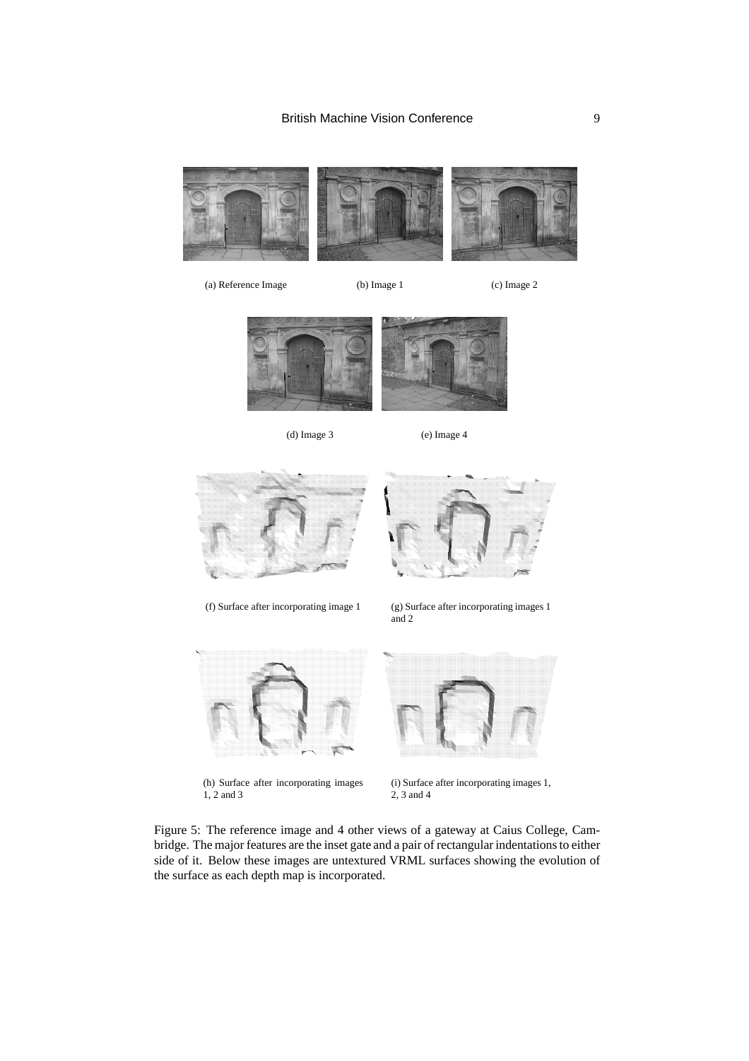(a) Reference Image

(b) Image 1

(c) Image 2

(d) Image 3

(e) Image 4

(f) Surface after incorporating image 1

(g) Surface after incorporating images 1 and 2

(h) Surface after incorporating images 1, 2 and 3

(i) Surface after incorporating images 1, 2, 3 and 4

Figure 5: The reference image and 4 other views of a gateway at Caius College, Cambridge. The major features are the inset gate and a pair of rectangular indentations to either side of it. Below these images are untextured VRML surfaces showing the evolution of the surface as each depth map is incorporated.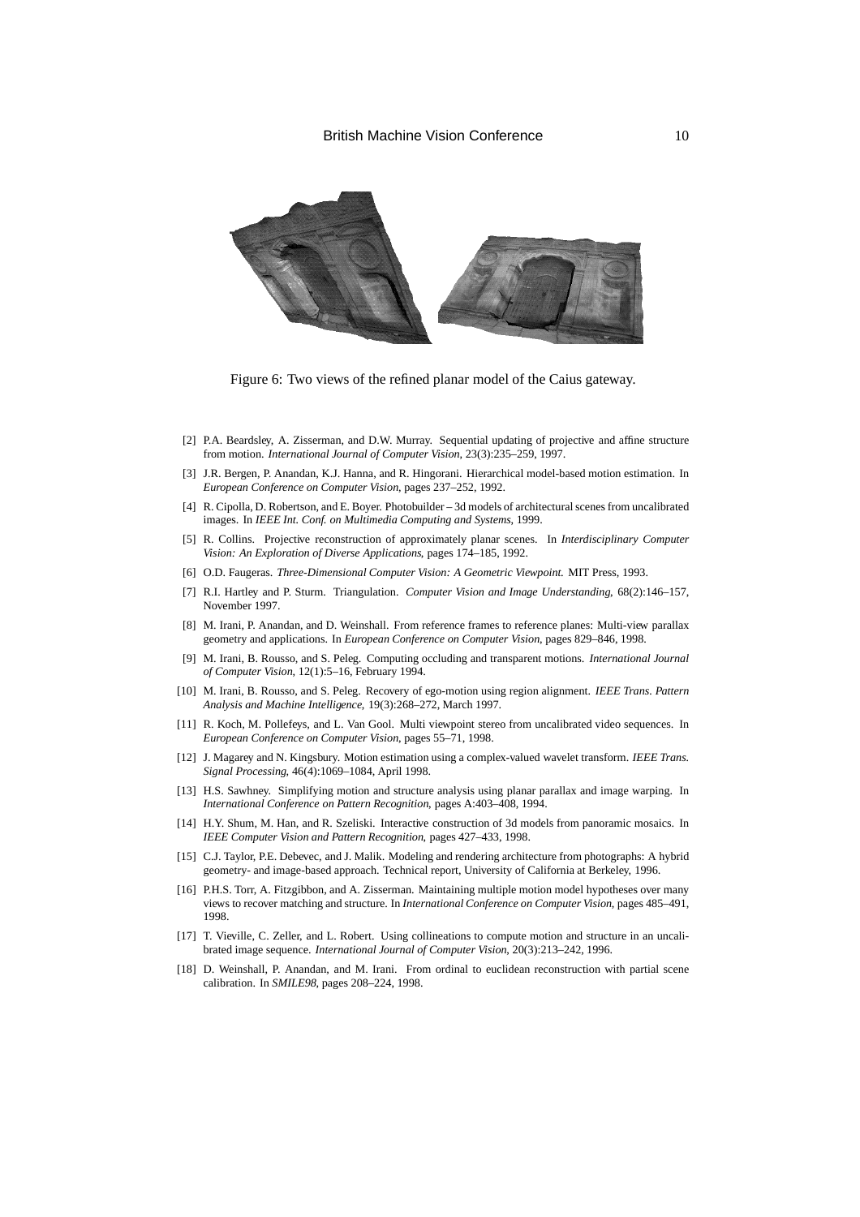Figure 6: Two views of the refined planar model of the Caius gateway.

[2] P.A. Beardsley, A. Zisserman, and D.W. Murray. Sequential updating of projective and affine structure from motion. *International Journal of Computer Vision*, 23(3):235–259, 1997.

[3] J.R. Bergen, P. Anandan, K.J. Hanna, and R. Hingorani. Hierarchical model-based motion estimation. In *European Conference on Computer Vision*, pages 237–252, 1992.

[4] R. Cipolla, D. Robertson, and E. Boyer. Photobuilder – 3d models of architectural scenes from uncalibrated images. In *IEEE Int. Conf. on Multimedia Computing and Systems*, 1999.

[5] R. Collins. Projective reconstruction of approximately planar scenes. In *Interdisciplinary Computer Vision: An Exploration of Diverse Applications*, pages 174–185, 1992.

[6] O.D. Faugeras. *Three-Dimensional Computer Vision: A Geometric Viewpoint*. MIT Press, 1993.

[7] R.I. Hartley and P. Sturm. Triangulation. *Computer Vision and Image Understanding*, 68(2):146–157, November 1997.

[8] M. Irani, P. Anandan, and D. Weinshall. From reference frames to reference planes: Multi-view parallax geometry and applications. In *European Conference on Computer Vision*, pages 829–846, 1998.

[9] M. Irani, B. Rousso, and S. Peleg. Computing occluding and transparent motions. *International Journal of Computer Vision*, 12(1):5–16, February 1994.

[10] M. Irani, B. Rousso, and S. Peleg. Recovery of ego-motion using region alignment. *IEEE Trans. Pattern Analysis and Machine Intelligence*, 19(3):268–272, March 1997.

[11] R. Koch, M. Pollefeys, and L. Van Gool. Multi viewpoint stereo from uncalibrated video sequences. In *European Conference on Computer Vision*, pages 55–71, 1998.

[12] J. Magarey and N. Kingsbury. Motion estimation using a complex-valued wavelet transform. *IEEE Trans. Signal Processing*, 46(4):1069–1084, April 1998.

[13] H.S. Sawhney. Simplifying motion and structure analysis using planar parallax and image warping. In *International Conference on Pattern Recognition*, pages A:403–408, 1994.

[14] H.Y. Shum, M. Han, and R. Szeliski. Interactive construction of 3d models from panoramic mosaics. In *IEEE Computer Vision and Pattern Recognition*, pages 427–433, 1998.

[15] C.J. Taylor, P.E. Debevec, and J. Malik. Modeling and rendering architecture from photographs: A hybrid geometry- and image-based approach. Technical report, University of California at Berkeley, 1996.

[16] P.H.S. Torr, A. Fitzgibbon, and A. Zisserman. Maintaining multiple motion model hypotheses over many views to recover matching and structure. In *International Conference on Computer Vision*, pages 485–491, 1998.

[17] T. Vieville, C. Zeller, and L. Robert. Using collineations to compute motion and structure in an uncalibrated image sequence. *International Journal of Computer Vision*, 20(3):213–242, 1996.

[18] D. Weinshall, P. Anandan, and M. Irani. From ordinal to euclidean reconstruction with partial scene calibration. In *SMILE98*, pages 208–224, 1998.